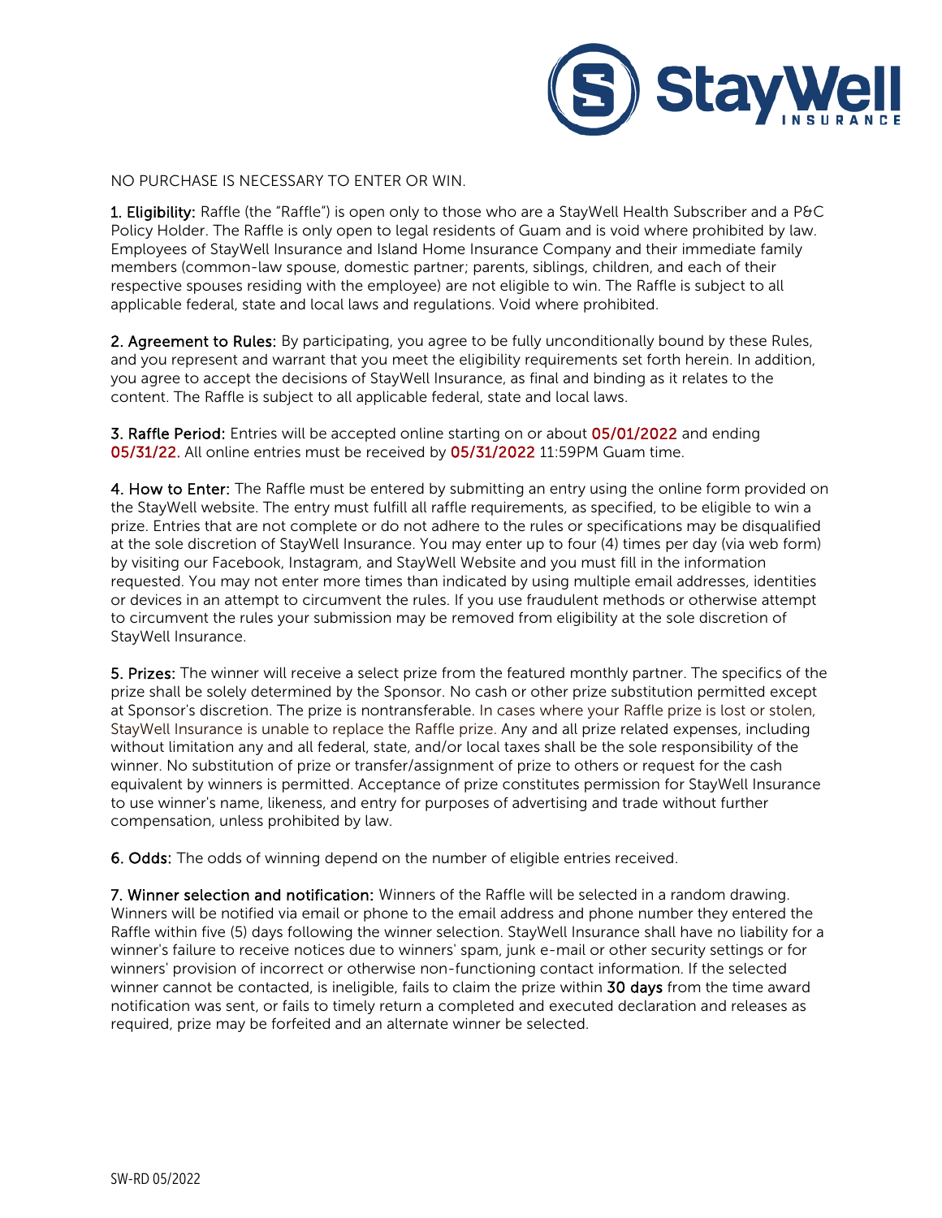NO PURCHASE IS NECESSARY TO ENTER OR WIN.

**1. Eligibility:** Raffle (the "Raffle") is open only to those who are a StayWell Health Subscriber and a P&C Policy Holder. The Raffle is only open to legal residents of Guam and is void where prohibited by law. Employees of StayWell Insurance and Island Home Insurance Company and their immediate family members (common-law spouse, domestic partner; parents, siblings, children, and each of their respective spouses residing with the employee) are not eligible to win. The Raffle is subject to all applicable federal, state and local laws and regulations. Void where prohibited.

**2. Agreement to Rules:** By participating, you agree to be fully unconditionally bound by these Rules, and you represent and warrant that you meet the eligibility requirements set forth herein. In addition, you agree to accept the decisions of StayWell Insurance, as final and binding as it relates to the content. The Raffle is subject to all applicable federal, state and local laws.

**3. Raffle Period:** Entries will be accepted online starting on or about **05/01/2022** and ending **05/31/22.** All online entries must be received by **05/31/2022** 11:59PM Guam time.

**4. How to Enter:** The Raffle must be entered by submitting an entry using the online form provided on the StayWell website. The entry must fulfill all raffle requirements, as specified, to be eligible to win a prize. Entries that are not complete or do not adhere to the rules or specifications may be disqualified at the sole discretion of StayWell Insurance. You may enter up to four (4) times per day (via web form) by visiting our Facebook, Instagram, and StayWell Website and you must fill in the information requested. You may not enter more times than indicated by using multiple email addresses, identities or devices in an attempt to circumvent the rules. If you use fraudulent methods or otherwise attempt to circumvent the rules your submission may be removed from eligibility at the sole discretion of StayWell Insurance.

**5. Prizes:** The winner will receive a select prize from the featured monthly partner. The specifics of the prize shall be solely determined by the Sponsor. No cash or other prize substitution permitted except at Sponsor's discretion. The prize is nontransferable. In cases where your Raffle prize is lost or stolen, StayWell Insurance is unable to replace the Raffle prize. Any and all prize related expenses, including without limitation any and all federal, state, and/or local taxes shall be the sole responsibility of the winner. No substitution of prize or transfer/assignment of prize to others or request for the cash equivalent by winners is permitted. Acceptance of prize constitutes permission for StayWell Insurance to use winner's name, likeness, and entry for purposes of advertising and trade without further compensation, unless prohibited by law.

**6. Odds:** The odds of winning depend on the number of eligible entries received.

**7. Winner selection and notification:** Winners of the Raffle will be selected in a random drawing. Winners will be notified via email or phone to the email address and phone number they entered the Raffle within five (5) days following the winner selection. StayWell Insurance shall have no liability for a winner's failure to receive notices due to winners' spam, junk e-mail or other security settings or for winners' provision of incorrect or otherwise non-functioning contact information. If the selected winner cannot be contacted, is ineligible, fails to claim the prize within **30 days** from the time award notification was sent, or fails to timely return a completed and executed declaration and releases as required, prize may be forfeited and an alternate winner be selected.

SW-RD 05/2022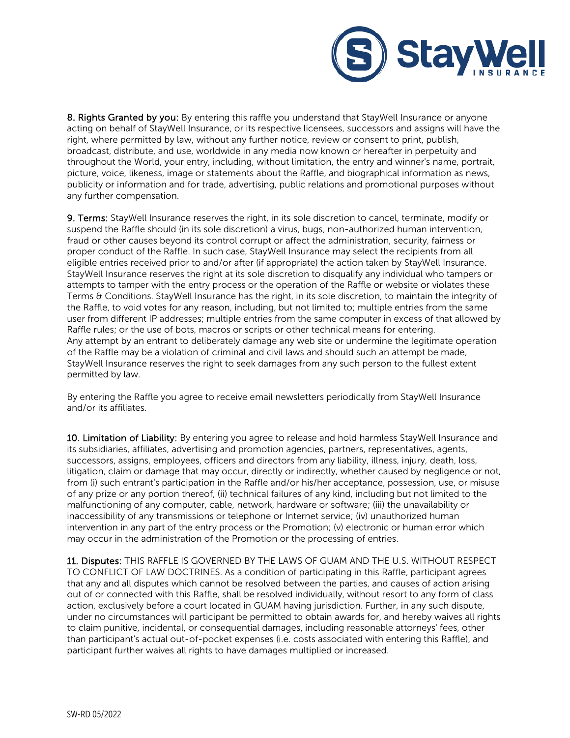**8. Rights Granted by you:** By entering this raffle you understand that StayWell Insurance or anyone acting on behalf of StayWell Insurance, or its respective licensees, successors and assigns will have the right, where permitted by law, without any further notice, review or consent to print, publish, broadcast, distribute, and use, worldwide in any media now known or hereafter in perpetuity and throughout the World, your entry, including, without limitation, the entry and winner's name, portrait, picture, voice, likeness, image or statements about the Raffle, and biographical information as news, publicity or information and for trade, advertising, public relations and promotional purposes without any further compensation.

**9. Terms:** StayWell Insurance reserves the right, in its sole discretion to cancel, terminate, modify or suspend the Raffle should (in its sole discretion) a virus, bugs, non-authorized human intervention, fraud or other causes beyond its control corrupt or affect the administration, security, fairness or proper conduct of the Raffle. In such case, StayWell Insurance may select the recipients from all eligible entries received prior to and/or after (if appropriate) the action taken by StayWell Insurance. StayWell Insurance reserves the right at its sole discretion to disqualify any individual who tampers or attempts to tamper with the entry process or the operation of the Raffle or website or violates these Terms & Conditions. StayWell Insurance has the right, in its sole discretion, to maintain the integrity of the Raffle, to void votes for any reason, including, but not limited to; multiple entries from the same user from different IP addresses; multiple entries from the same computer in excess of that allowed by Raffle rules; or the use of bots, macros or scripts or other technical means for entering. Any attempt by an entrant to deliberately damage any web site or undermine the legitimate operation of the Raffle may be a violation of criminal and civil laws and should such an attempt be made, StayWell Insurance reserves the right to seek damages from any such person to the fullest extent permitted by law.

By entering the Raffle you agree to receive email newsletters periodically from StayWell Insurance and/or its affiliates.

**10. Limitation of Liability:** By entering you agree to release and hold harmless StayWell Insurance and its subsidiaries, affiliates, advertising and promotion agencies, partners, representatives, agents, successors, assigns, employees, officers and directors from any liability, illness, injury, death, loss, litigation, claim or damage that may occur, directly or indirectly, whether caused by negligence or not, from (i) such entrant's participation in the Raffle and/or his/her acceptance, possession, use, or misuse of any prize or any portion thereof, (ii) technical failures of any kind, including but not limited to the malfunctioning of any computer, cable, network, hardware or software; (iii) the unavailability or inaccessibility of any transmissions or telephone or Internet service; (iv) unauthorized human intervention in any part of the entry process or the Promotion; (v) electronic or human error which may occur in the administration of the Promotion or the processing of entries.

**11. Disputes:** THIS RAFFLE IS GOVERNED BY THE LAWS OF GUAM AND THE U.S. WITHOUT RESPECT TO CONFLICT OF LAW DOCTRINES. As a condition of participating in this Raffle, participant agrees that any and all disputes which cannot be resolved between the parties, and causes of action arising out of or connected with this Raffle, shall be resolved individually, without resort to any form of class action, exclusively before a court located in GUAM having jurisdiction. Further, in any such dispute, under no circumstances will participant be permitted to obtain awards for, and hereby waives all rights to claim punitive, incidental, or consequential damages, including reasonable attorneys' fees, other than participant's actual out-of-pocket expenses (i.e. costs associated with entering this Raffle), and participant further waives all rights to have damages multiplied or increased.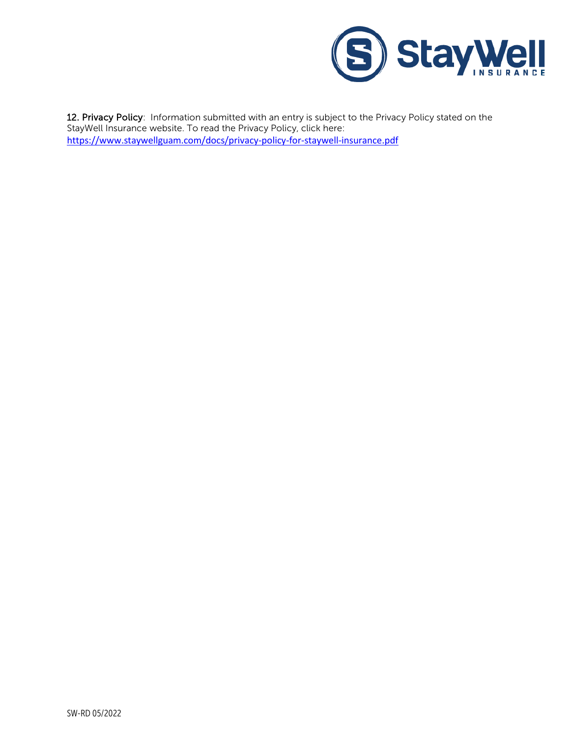**12. Privacy Policy**: Information submitted with an entry is subject to the Privacy Policy stated on the StayWell Insurance website. To read the Privacy Policy, click here: https://www.staywellguam.com/docs/privacy-policy-for-staywell-insurance.pdf

SW-RD 05/2022